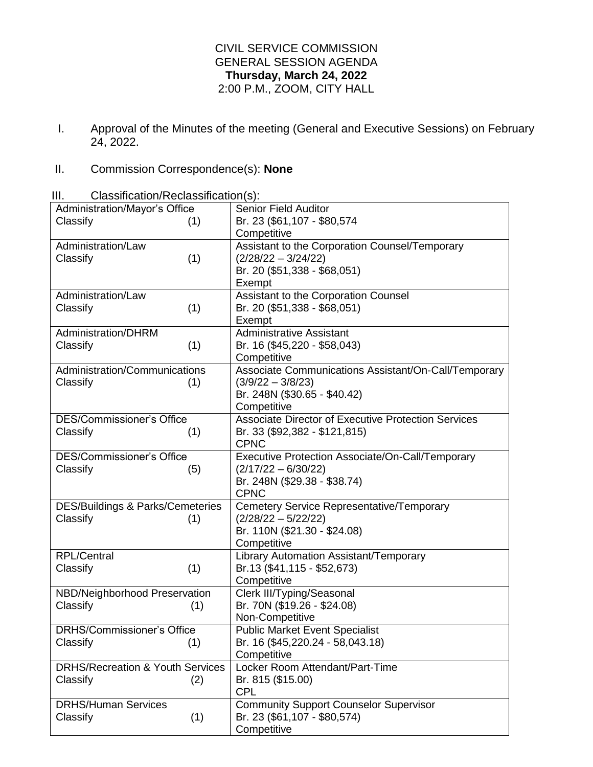CIVIL SERVICE COMMISSION
GENERAL SESSION AGENDA
**Thursday, March 24, 2022**
2:00 P.M., ZOOM, CITY HALL

I. Approval of the Minutes of the meeting (General and Executive Sessions) on February 24, 2022.

II. Commission Correspondence(s): **None**

III. Classification/Reclassification(s):

| Department | Position |
|---|---|
| Administration/Mayor's Office<br>Classify (1) | Senior Field Auditor<br>Br. 23 ($61,107 - $80,574<br>Competitive |
| Administration/Law<br>Classify (1) | Assistant to the Corporation Counsel/Temporary<br>(2/28/22 – 3/24/22)<br>Br. 20 ($51,338 - $68,051)<br>Exempt |
| Administration/Law<br>Classify (1) | Assistant to the Corporation Counsel<br>Br. 20 ($51,338 - $68,051)<br>Exempt |
| Administration/DHRM<br>Classify (1) | Administrative Assistant<br>Br. 16 ($45,220 - $58,043)<br>Competitive |
| Administration/Communications<br>Classify (1) | Associate Communications Assistant/On-Call/Temporary<br>(3/9/22 – 3/8/23)<br>Br. 248N ($30.65 - $40.42)<br>Competitive |
| DES/Commissioner's Office<br>Classify (1) | Associate Director of Executive Protection Services<br>Br. 33 ($92,382 - $121,815)<br>CPNC |
| DES/Commissioner's Office<br>Classify (5) | Executive Protection Associate/On-Call/Temporary<br>(2/17/22 – 6/30/22)<br>Br. 248N ($29.38 - $38.74)<br>CPNC |
| DES/Buildings & Parks/Cemeteries<br>Classify (1) | Cemetery Service Representative/Temporary<br>(2/28/22 – 5/22/22)<br>Br. 110N ($21.30 - $24.08)<br>Competitive |
| RPL/Central<br>Classify (1) | Library Automation Assistant/Temporary<br>Br.13 ($41,115 - $52,673)<br>Competitive |
| NBD/Neighborhood Preservation<br>Classify (1) | Clerk III/Typing/Seasonal<br>Br. 70N ($19.26 - $24.08)<br>Non-Competitive |
| DRHS/Commissioner's Office<br>Classify (1) | Public Market Event Specialist<br>Br. 16 ($45,220.24 - 58,043.18)<br>Competitive |
| DRHS/Recreation & Youth Services<br>Classify (2) | Locker Room Attendant/Part-Time<br>Br. 815 ($15.00)<br>CPL |
| DRHS/Human Services<br>Classify (1) | Community Support Counselor Supervisor<br>Br. 23 ($61,107 - $80,574)<br>Competitive |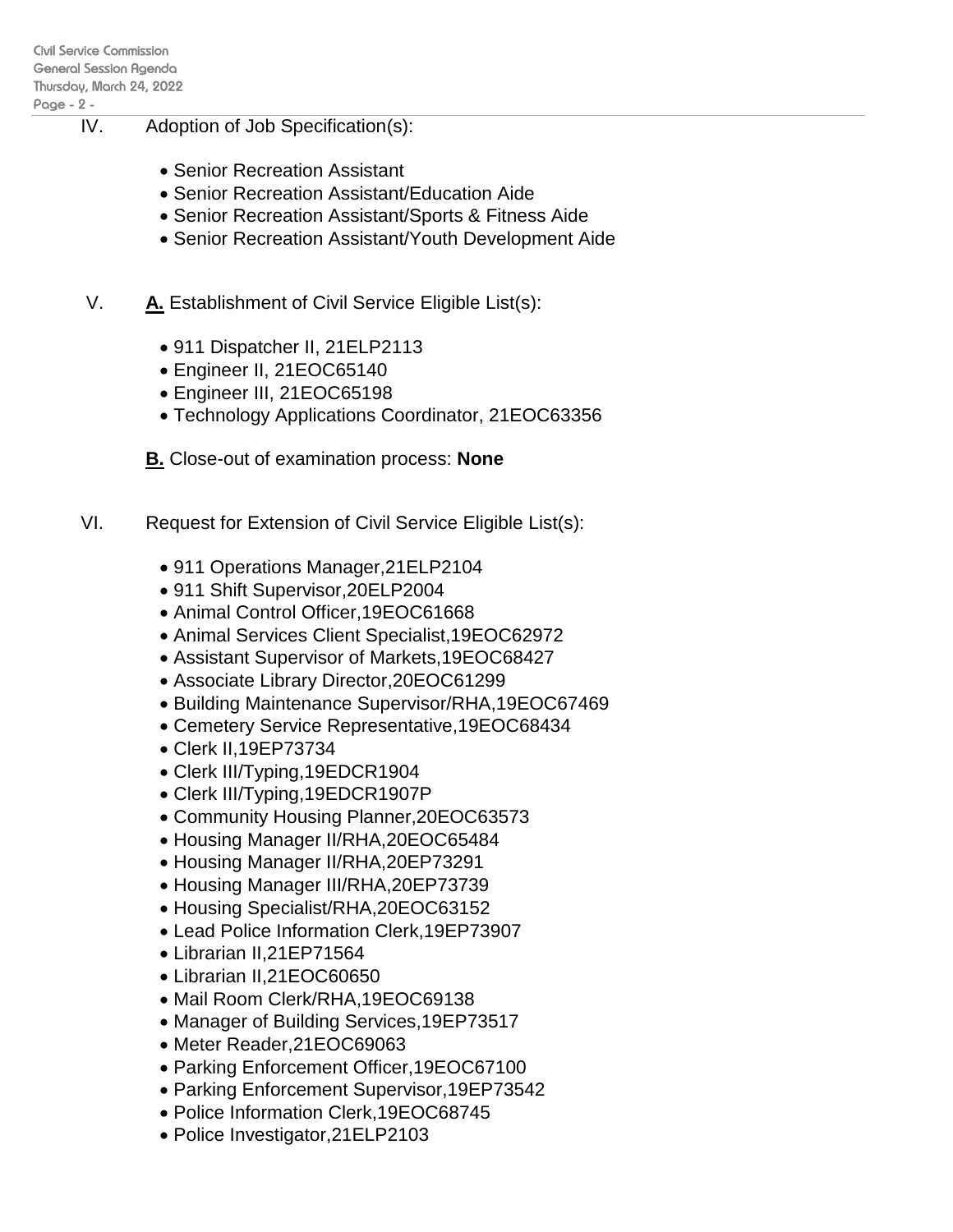IV. Adoption of Job Specification(s):

- Senior Recreation Assistant
- Senior Recreation Assistant/Education Aide
- Senior Recreation Assistant/Sports & Fitness Aide
- Senior Recreation Assistant/Youth Development Aide

V. **A.** Establishment of Civil Service Eligible List(s):

- 911 Dispatcher II, 21ELP2113
- Engineer II, 21EOC65140
- Engineer III, 21EOC65198
- Technology Applications Coordinator, 21EOC63356

**B.** Close-out of examination process: **None**

VI. Request for Extension of Civil Service Eligible List(s):

- 911 Operations Manager,21ELP2104
- 911 Shift Supervisor,20ELP2004
- Animal Control Officer,19EOC61668
- Animal Services Client Specialist,19EOC62972
- Assistant Supervisor of Markets,19EOC68427
- Associate Library Director,20EOC61299
- Building Maintenance Supervisor/RHA,19EOC67469
- Cemetery Service Representative,19EOC68434
- Clerk II,19EP73734
- Clerk III/Typing,19EDCR1904
- Clerk III/Typing,19EDCR1907P
- Community Housing Planner,20EOC63573
- Housing Manager II/RHA,20EOC65484
- Housing Manager II/RHA,20EP73291
- Housing Manager III/RHA,20EP73739
- Housing Specialist/RHA,20EOC63152
- Lead Police Information Clerk,19EP73907
- Librarian II,21EP71564
- Librarian II,21EOC60650
- Mail Room Clerk/RHA,19EOC69138
- Manager of Building Services,19EP73517
- Meter Reader,21EOC69063
- Parking Enforcement Officer,19EOC67100
- Parking Enforcement Supervisor,19EP73542
- Police Information Clerk,19EOC68745
- Police Investigator,21ELP2103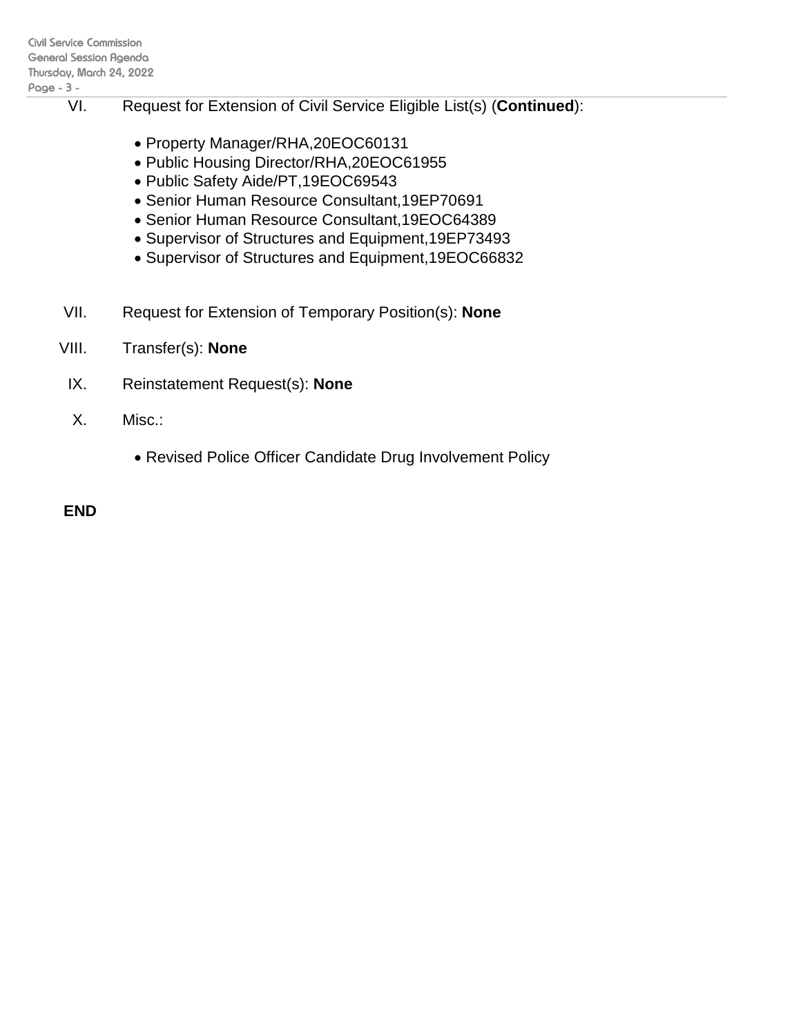VI. Request for Extension of Civil Service Eligible List(s) (**Continued**):

- Property Manager/RHA,20EOC60131
- Public Housing Director/RHA,20EOC61955
- Public Safety Aide/PT,19EOC69543
- Senior Human Resource Consultant,19EP70691
- Senior Human Resource Consultant,19EOC64389
- Supervisor of Structures and Equipment,19EP73493
- Supervisor of Structures and Equipment,19EOC66832

VII. Request for Extension of Temporary Position(s): **None**

VIII. Transfer(s): **None**

IX. Reinstatement Request(s): **None**

X. Misc.:

- Revised Police Officer Candidate Drug Involvement Policy

**END**